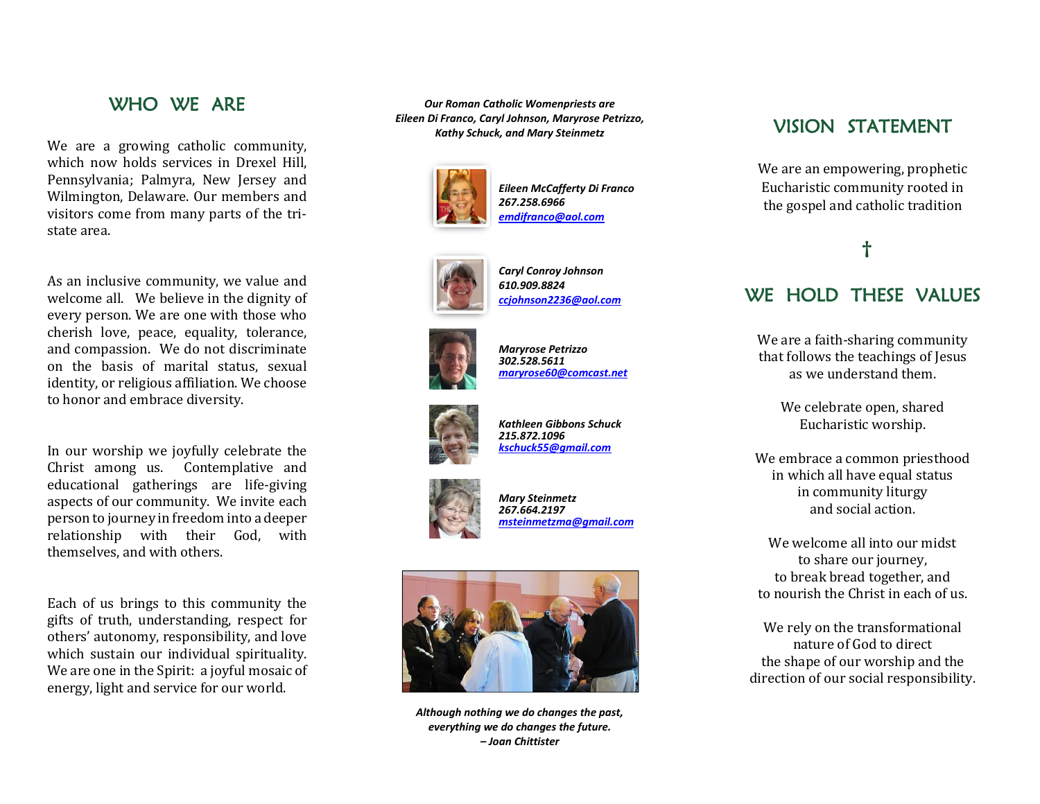## WHO WE ARE

We are a growing catholic community, which now holds services in Drexel Hill, Pennsylvania; Palmyra, New Jersey and Wilmington, Delaware. Our members and visitors come from many parts of the tri-state area.

As an inclusive community, we value and welcome all. We believe in the dignity of every person. We are one with those who cherish love, peace, equality, tolerance, and compassion. We do not discriminate on the basis of marital status, sexual identity, or religious affiliation. We choose to honor and embrace diversity.

In our worship we joyfully celebrate the Christ among us. Contemplative and educational gatherings are life-giving aspects of our community. We invite each person to journey in freedom into a deeper relationship with their God, with themselves, and with others.

Each of us brings to this community the gifts of truth, understanding, respect for others' autonomy, responsibility, and love which sustain our individual spirituality. We are one in the Spirit: a joyful mosaic of energy, light and service for our world.

***Our Roman Catholic Womenpriests are Eileen Di Franco, Caryl Johnson, Maryrose Petrizzo, Kathy Schuck, and Mary Steinmetz***

***Eileen McCafferty Di Franco***
***267.258.6966***
***emdifranco@aol.com***

***Caryl Conroy Johnson***
***610.909.8824***
***ccjohnson2236@aol.com***

***Maryrose Petrizzo***
***302.528.5611***
***maryrose60@comcast.net***

***Kathleen Gibbons Schuck***
***215.872.1096***
***kschuck55@gmail.com***

***Mary Steinmetz***
***267.664.2197***
***msteinmetzma@gmail.com***

***Although nothing we do changes the past, everything we do changes the future.***
***– Joan Chittister***

## VISION STATEMENT

We are an empowering, prophetic Eucharistic community rooted in the gospel and catholic tradition

†

## WE HOLD THESE VALUES

We are a faith-sharing community that follows the teachings of Jesus as we understand them.

We celebrate open, shared Eucharistic worship.

We embrace a common priesthood in which all have equal status in community liturgy and social action.

We welcome all into our midst to share our journey, to break bread together, and to nourish the Christ in each of us.

We rely on the transformational nature of God to direct the shape of our worship and the direction of our social responsibility.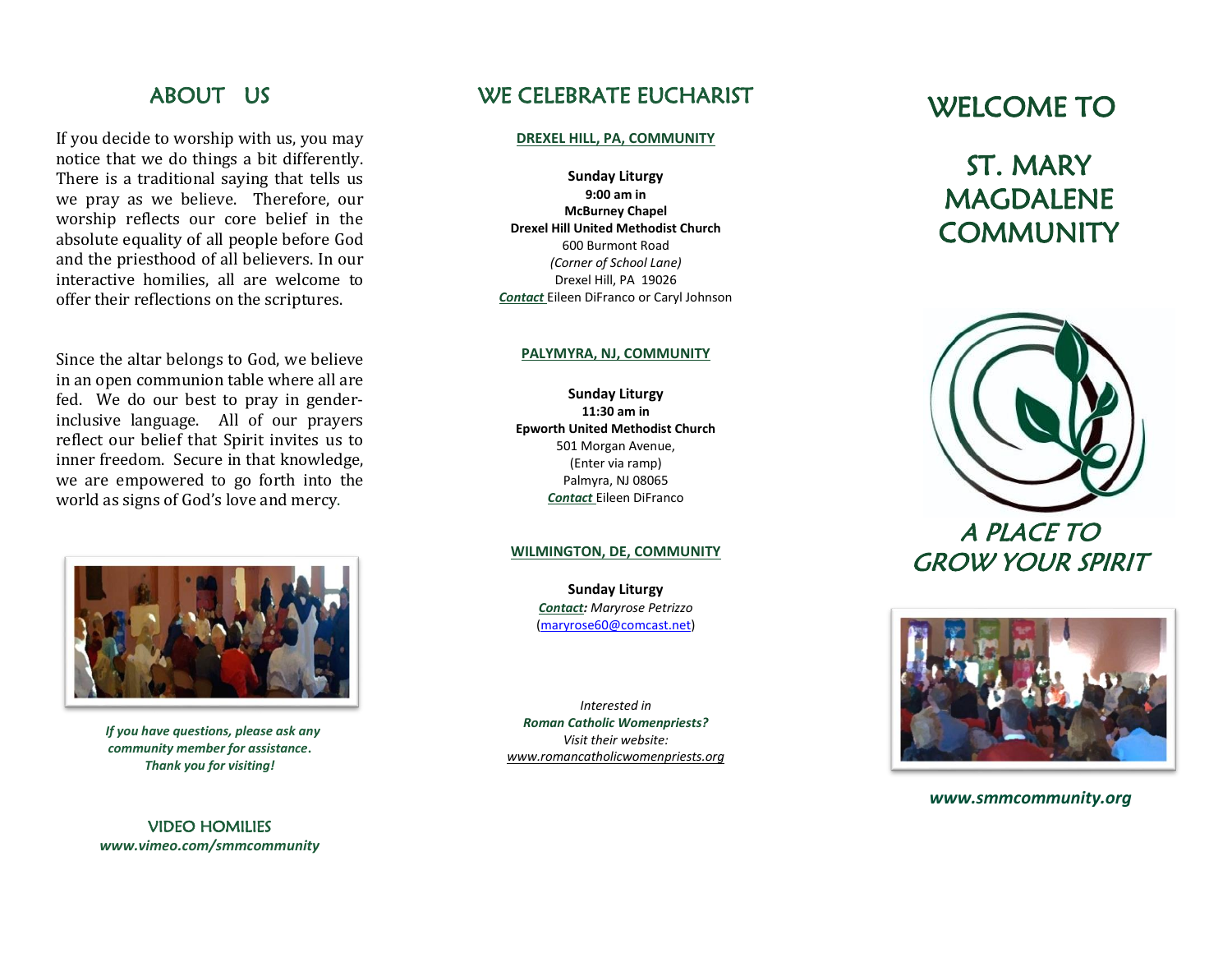## ABOUT US

If you decide to worship with us, you may notice that we do things a bit differently. There is a traditional saying that tells us we pray as we believe. Therefore, our worship reflects our core belief in the absolute equality of all people before God and the priesthood of all believers. In our interactive homilies, all are welcome to offer their reflections on the scriptures.

Since the altar belongs to God, we believe in an open communion table where all are fed. We do our best to pray in gender-inclusive language. All of our prayers reflect our belief that Spirit invites us to inner freedom. Secure in that knowledge, we are empowered to go forth into the world as signs of God's love and mercy.

***If you have questions, please ask any community member for assistance. Thank you for visiting!***

VIDEO HOMILIES
***www.vimeo.com/smmcommunity***

## WE CELEBRATE EUCHARIST

**DREXEL HILL, PA, COMMUNITY**

**Sunday Liturgy**
**9:00 am in**
**McBurney Chapel**
**Drexel Hill United Methodist Church**
600 Burmont Road
*(Corner of School Lane)*
Drexel Hill, PA 19026
***Contact*** Eileen DiFranco or Caryl Johnson

**PALYMYRA, NJ, COMMUNITY**

**Sunday Liturgy**
**11:30 am in**
**Epworth United Methodist Church**
501 Morgan Avenue,
(Enter via ramp)
Palmyra, NJ 08065
***Contact*** Eileen DiFranco

**WILMINGTON, DE, COMMUNITY**

**Sunday Liturgy**
***Contact:*** *Maryrose Petrizzo*
(maryrose60@comcast.net)

*Interested in*
***Roman Catholic Womenpriests?***
*Visit their website:*
*www.romancatholicwomenpriests.org*

# WELCOME TO

# ST. MARY MAGDALENE COMMUNITY

*A PLACE TO GROW YOUR SPIRIT*

***www.smmcommunity.org***